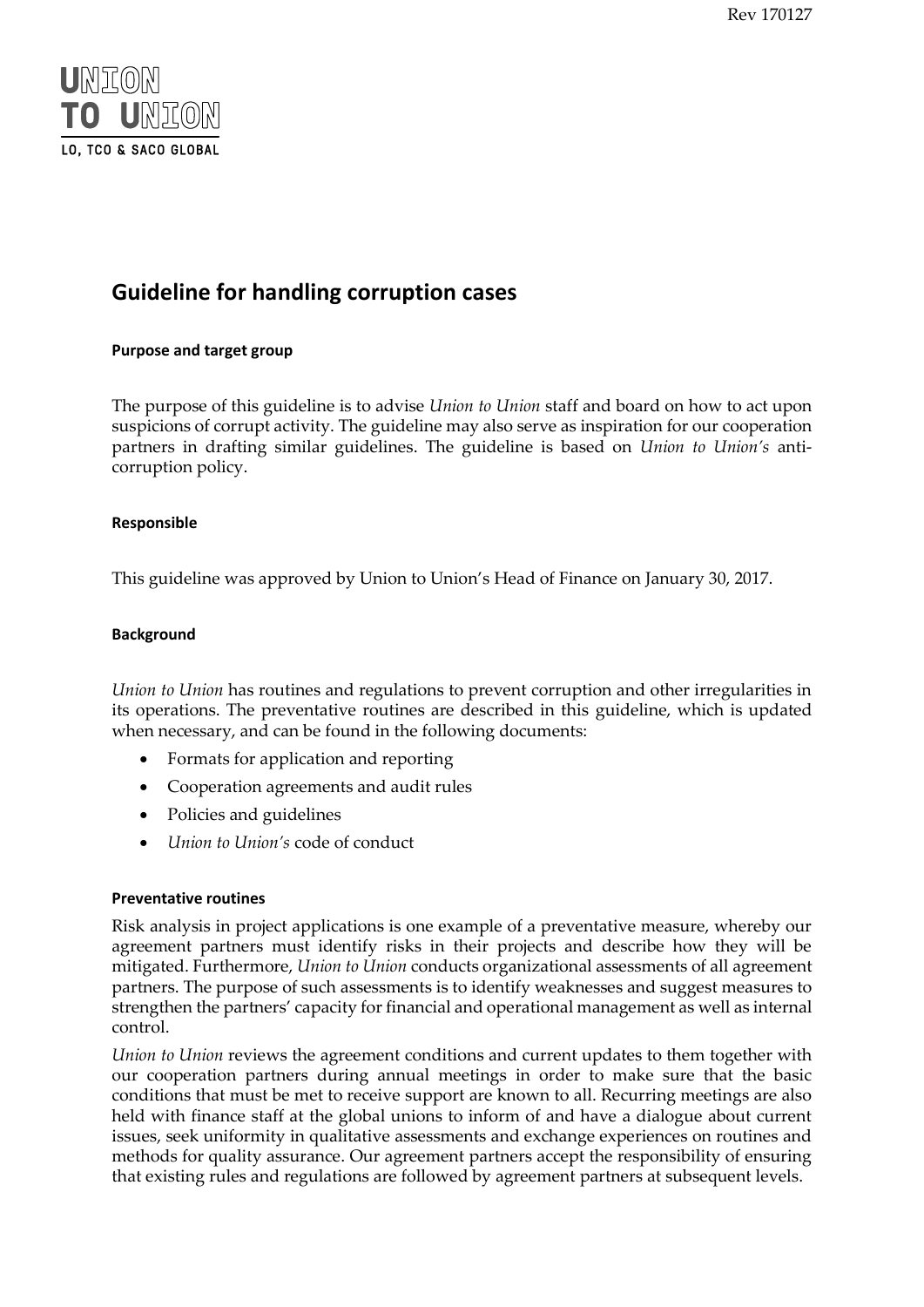# Guideline for handling corruption cases

### Purpose and target group

The purpose of this guideline is to advise *Union to Union* staff and board on how to act upon suspicions of corrupt activity. The guideline may also serve as inspiration for our cooperation partners in drafting similar guidelines. The guideline is based on *Union to Union's* anti-corruption policy.

### Responsible

This guideline was approved by Union to Union's Head of Finance on January 30, 2017.

### Background

*Union to Union* has routines and regulations to prevent corruption and other irregularities in its operations. The preventative routines are described in this guideline, which is updated when necessary, and can be found in the following documents:

- Formats for application and reporting
- Cooperation agreements and audit rules
- Policies and guidelines
- *Union to Union's* code of conduct

### Preventative routines

Risk analysis in project applications is one example of a preventative measure, whereby our agreement partners must identify risks in their projects and describe how they will be mitigated. Furthermore, *Union to Union* conducts organizational assessments of all agreement partners. The purpose of such assessments is to identify weaknesses and suggest measures to strengthen the partners' capacity for financial and operational management as well as internal control.

*Union to Union* reviews the agreement conditions and current updates to them together with our cooperation partners during annual meetings in order to make sure that the basic conditions that must be met to receive support are known to all. Recurring meetings are also held with finance staff at the global unions to inform of and have a dialogue about current issues, seek uniformity in qualitative assessments and exchange experiences on routines and methods for quality assurance. Our agreement partners accept the responsibility of ensuring that existing rules and regulations are followed by agreement partners at subsequent levels.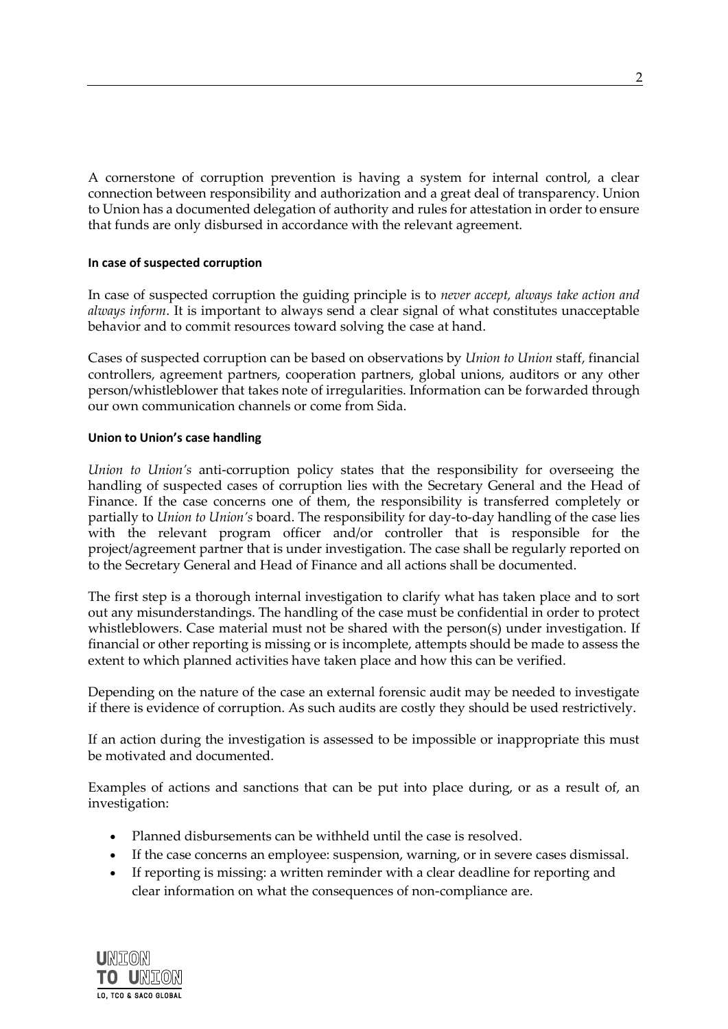A cornerstone of corruption prevention is having a system for internal control, a clear connection between responsibility and authorization and a great deal of transparency. Union to Union has a documented delegation of authority and rules for attestation in order to ensure that funds are only disbursed in accordance with the relevant agreement.

#### In case of suspected corruption

In case of suspected corruption the guiding principle is to *never accept, always take action and always inform*. It is important to always send a clear signal of what constitutes unacceptable behavior and to commit resources toward solving the case at hand.

Cases of suspected corruption can be based on observations by *Union to Union* staff, financial controllers, agreement partners, cooperation partners, global unions, auditors or any other person/whistleblower that takes note of irregularities. Information can be forwarded through our own communication channels or come from Sida.

#### Union to Union's case handling

*Union to Union's* anti-corruption policy states that the responsibility for overseeing the handling of suspected cases of corruption lies with the Secretary General and the Head of Finance. If the case concerns one of them, the responsibility is transferred completely or partially to *Union to Union's* board. The responsibility for day-to-day handling of the case lies with the relevant program officer and/or controller that is responsible for the project/agreement partner that is under investigation. The case shall be regularly reported on to the Secretary General and Head of Finance and all actions shall be documented.

The first step is a thorough internal investigation to clarify what has taken place and to sort out any misunderstandings. The handling of the case must be confidential in order to protect whistleblowers. Case material must not be shared with the person(s) under investigation. If financial or other reporting is missing or is incomplete, attempts should be made to assess the extent to which planned activities have taken place and how this can be verified.

Depending on the nature of the case an external forensic audit may be needed to investigate if there is evidence of corruption. As such audits are costly they should be used restrictively.

If an action during the investigation is assessed to be impossible or inappropriate this must be motivated and documented.

Examples of actions and sanctions that can be put into place during, or as a result of, an investigation:

- Planned disbursements can be withheld until the case is resolved.
- If the case concerns an employee: suspension, warning, or in severe cases dismissal.
- If reporting is missing: a written reminder with a clear deadline for reporting and clear information on what the consequences of non-compliance are.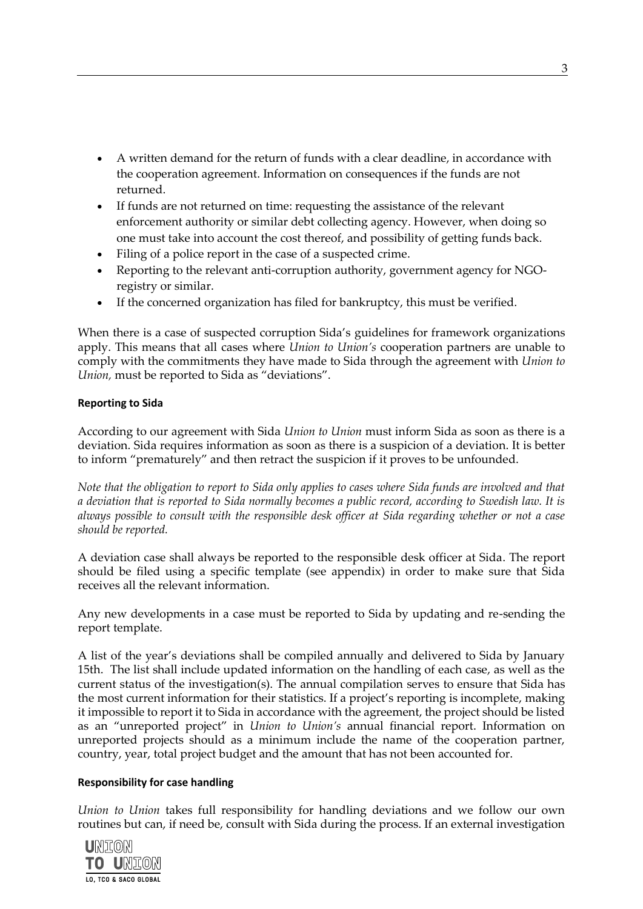- A written demand for the return of funds with a clear deadline, in accordance with the cooperation agreement. Information on consequences if the funds are not returned.
- If funds are not returned on time: requesting the assistance of the relevant enforcement authority or similar debt collecting agency. However, when doing so one must take into account the cost thereof, and possibility of getting funds back.
- Filing of a police report in the case of a suspected crime.
- Reporting to the relevant anti-corruption authority, government agency for NGO-registry or similar.
- If the concerned organization has filed for bankruptcy, this must be verified.

When there is a case of suspected corruption Sida's guidelines for framework organizations apply. This means that all cases where *Union to Union's* cooperation partners are unable to comply with the commitments they have made to Sida through the agreement with *Union to Union,* must be reported to Sida as "deviations".

**Reporting to Sida**

According to our agreement with Sida *Union to Union* must inform Sida as soon as there is a deviation. Sida requires information as soon as there is a suspicion of a deviation. It is better to inform "prematurely" and then retract the suspicion if it proves to be unfounded.

*Note that the obligation to report to Sida only applies to cases where Sida funds are involved and that a deviation that is reported to Sida normally becomes a public record, according to Swedish law. It is always possible to consult with the responsible desk officer at Sida regarding whether or not a case should be reported.*

A deviation case shall always be reported to the responsible desk officer at Sida. The report should be filed using a specific template (see appendix) in order to make sure that Sida receives all the relevant information.

Any new developments in a case must be reported to Sida by updating and re-sending the report template.

A list of the year's deviations shall be compiled annually and delivered to Sida by January 15th. The list shall include updated information on the handling of each case, as well as the current status of the investigation(s). The annual compilation serves to ensure that Sida has the most current information for their statistics. If a project's reporting is incomplete, making it impossible to report it to Sida in accordance with the agreement, the project should be listed as an "unreported project" in *Union to Union's* annual financial report. Information on unreported projects should as a minimum include the name of the cooperation partner, country, year, total project budget and the amount that has not been accounted for.

**Responsibility for case handling**

*Union to Union* takes full responsibility for handling deviations and we follow our own routines but can, if need be, consult with Sida during the process. If an external investigation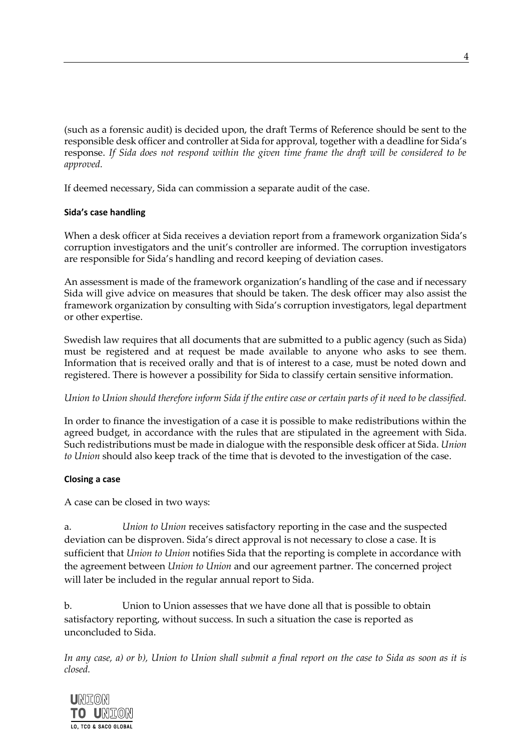(such as a forensic audit) is decided upon, the draft Terms of Reference should be sent to the responsible desk officer and controller at Sida for approval, together with a deadline for Sida's response. *If Sida does not respond within the given time frame the draft will be considered to be approved.*

If deemed necessary, Sida can commission a separate audit of the case.

**Sida's case handling**

When a desk officer at Sida receives a deviation report from a framework organization Sida's corruption investigators and the unit's controller are informed. The corruption investigators are responsible for Sida's handling and record keeping of deviation cases.

An assessment is made of the framework organization's handling of the case and if necessary Sida will give advice on measures that should be taken. The desk officer may also assist the framework organization by consulting with Sida's corruption investigators, legal department or other expertise.

Swedish law requires that all documents that are submitted to a public agency (such as Sida) must be registered and at request be made available to anyone who asks to see them. Information that is received orally and that is of interest to a case, must be noted down and registered. There is however a possibility for Sida to classify certain sensitive information.

*Union to Union should therefore inform Sida if the entire case or certain parts of it need to be classified.*

In order to finance the investigation of a case it is possible to make redistributions within the agreed budget, in accordance with the rules that are stipulated in the agreement with Sida. Such redistributions must be made in dialogue with the responsible desk officer at Sida. *Union to Union* should also keep track of the time that is devoted to the investigation of the case.

**Closing a case**

A case can be closed in two ways:

a. *Union to Union* receives satisfactory reporting in the case and the suspected deviation can be disproven. Sida's direct approval is not necessary to close a case. It is sufficient that *Union to Union* notifies Sida that the reporting is complete in accordance with the agreement between *Union to Union* and our agreement partner. The concerned project will later be included in the regular annual report to Sida.

b. Union to Union assesses that we have done all that is possible to obtain satisfactory reporting, without success. In such a situation the case is reported as unconcluded to Sida.

*In any case, a) or b), Union to Union shall submit a final report on the case to Sida as soon as it is closed.*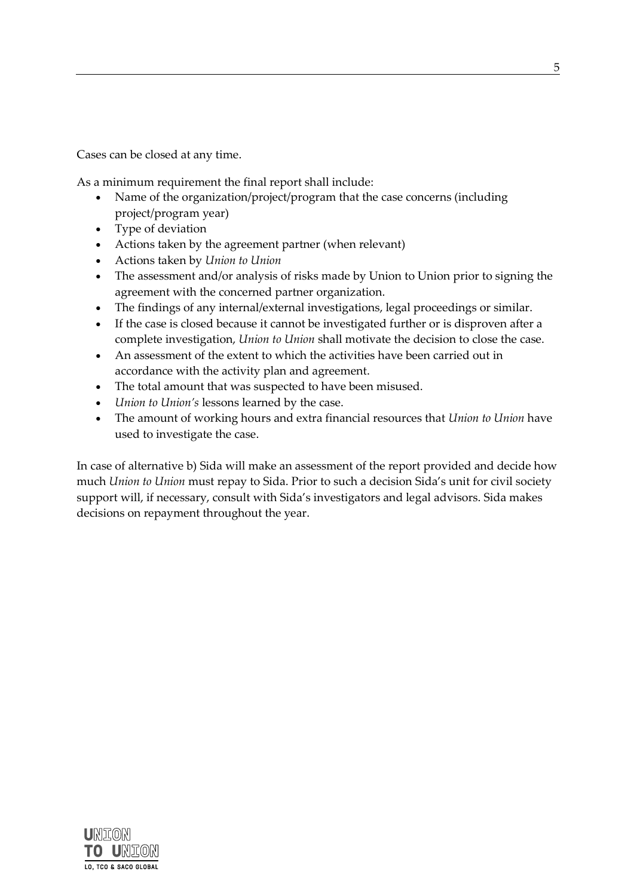Cases can be closed at any time.

As a minimum requirement the final report shall include:

- Name of the organization/project/program that the case concerns (including project/program year)
- Type of deviation
- Actions taken by the agreement partner (when relevant)
- Actions taken by *Union to Union*
- The assessment and/or analysis of risks made by Union to Union prior to signing the agreement with the concerned partner organization.
- The findings of any internal/external investigations, legal proceedings or similar.
- If the case is closed because it cannot be investigated further or is disproven after a complete investigation, *Union to Union* shall motivate the decision to close the case.
- An assessment of the extent to which the activities have been carried out in accordance with the activity plan and agreement.
- The total amount that was suspected to have been misused.
- *Union to Union's* lessons learned by the case.
- The amount of working hours and extra financial resources that *Union to Union* have used to investigate the case.

In case of alternative b) Sida will make an assessment of the report provided and decide how much *Union to Union* must repay to Sida. Prior to such a decision Sida's unit for civil society support will, if necessary, consult with Sida's investigators and legal advisors. Sida makes decisions on repayment throughout the year.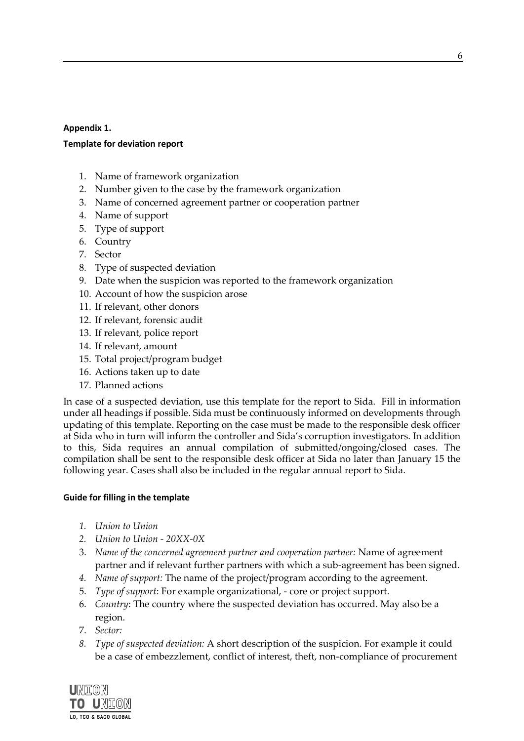**Appendix 1.**

**Template for deviation report**

1. Name of framework organization
2. Number given to the case by the framework organization
3. Name of concerned agreement partner or cooperation partner
4. Name of support
5. Type of support
6. Country
7. Sector
8. Type of suspected deviation
9. Date when the suspicion was reported to the framework organization
10. Account of how the suspicion arose
11. If relevant, other donors
12. If relevant, forensic audit
13. If relevant, police report
14. If relevant, amount
15. Total project/program budget
16. Actions taken up to date
17. Planned actions

In case of a suspected deviation, use this template for the report to Sida. Fill in information under all headings if possible. Sida must be continuously informed on developments through updating of this template. Reporting on the case must be made to the responsible desk officer at Sida who in turn will inform the controller and Sida's corruption investigators. In addition to this, Sida requires an annual compilation of submitted/ongoing/closed cases. The compilation shall be sent to the responsible desk officer at Sida no later than January 15 the following year. Cases shall also be included in the regular annual report to Sida.

**Guide for filling in the template**

1. *Union to Union*
2. *Union to Union - 20XX-0X*
3. *Name of the concerned agreement partner and cooperation partner:* Name of agreement partner and if relevant further partners with which a sub-agreement has been signed.
4. *Name of support:* The name of the project/program according to the agreement.
5. *Type of support*: For example organizational, - core or project support.
6. *Country*: The country where the suspected deviation has occurred. May also be a region.
7. *Sector:*
8. *Type of suspected deviation:* A short description of the suspicion. For example it could be a case of embezzlement, conflict of interest, theft, non-compliance of procurement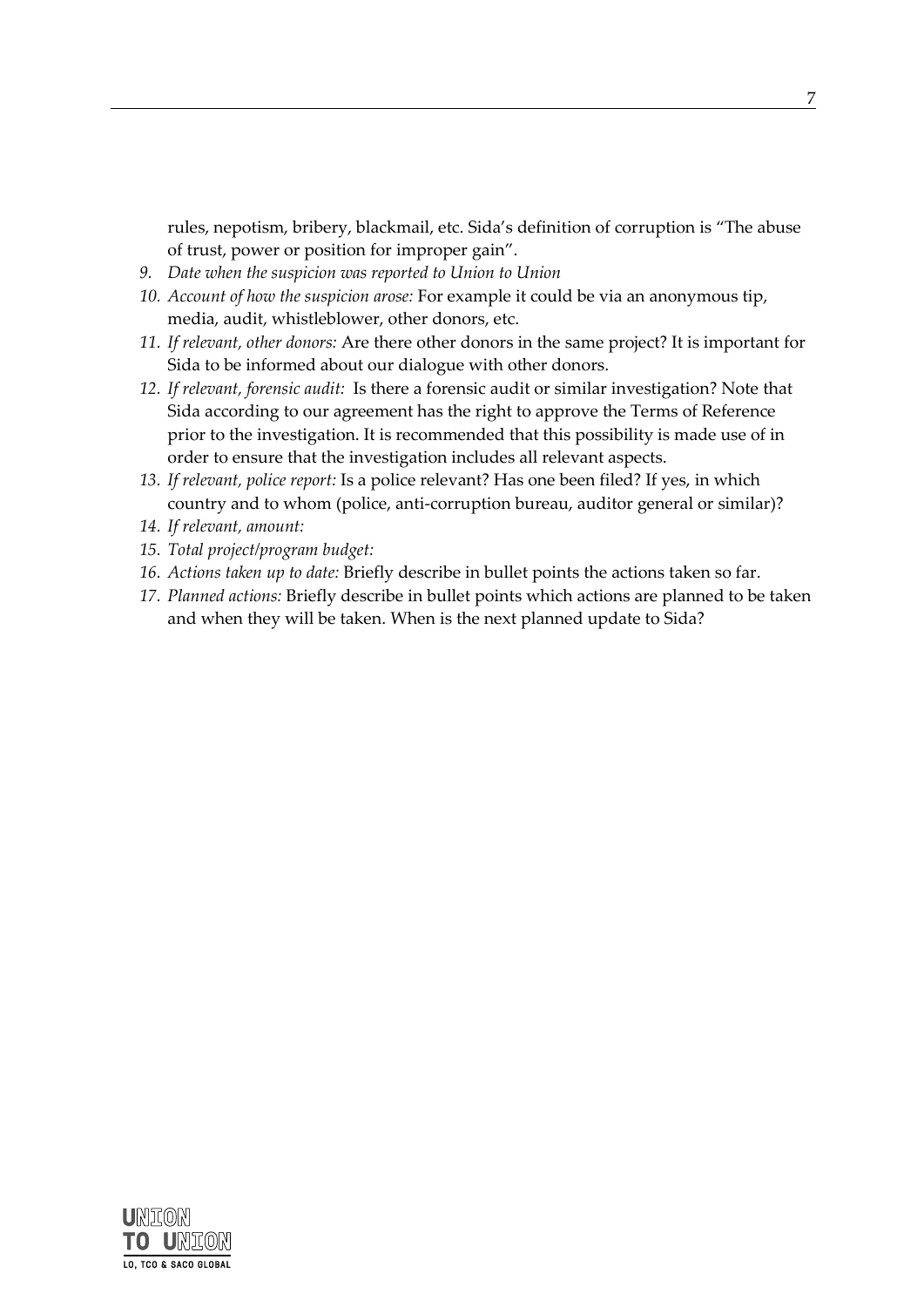rules, nepotism, bribery, blackmail, etc. Sida's definition of corruption is "The abuse of trust, power or position for improper gain".

9. *Date when the suspicion was reported to Union to Union*
10. *Account of how the suspicion arose:* For example it could be via an anonymous tip, media, audit, whistleblower, other donors, etc.
11. *If relevant, other donors:* Are there other donors in the same project? It is important for Sida to be informed about our dialogue with other donors.
12. *If relevant, forensic audit:* Is there a forensic audit or similar investigation? Note that Sida according to our agreement has the right to approve the Terms of Reference prior to the investigation. It is recommended that this possibility is made use of in order to ensure that the investigation includes all relevant aspects.
13. *If relevant, police report:* Is a police relevant? Has one been filed? If yes, in which country and to whom (police, anti-corruption bureau, auditor general or similar)?
14. *If relevant, amount:*
15. *Total project/program budget:*
16. *Actions taken up to date:* Briefly describe in bullet points the actions taken so far.
17. *Planned actions:* Briefly describe in bullet points which actions are planned to be taken and when they will be taken. When is the next planned update to Sida?